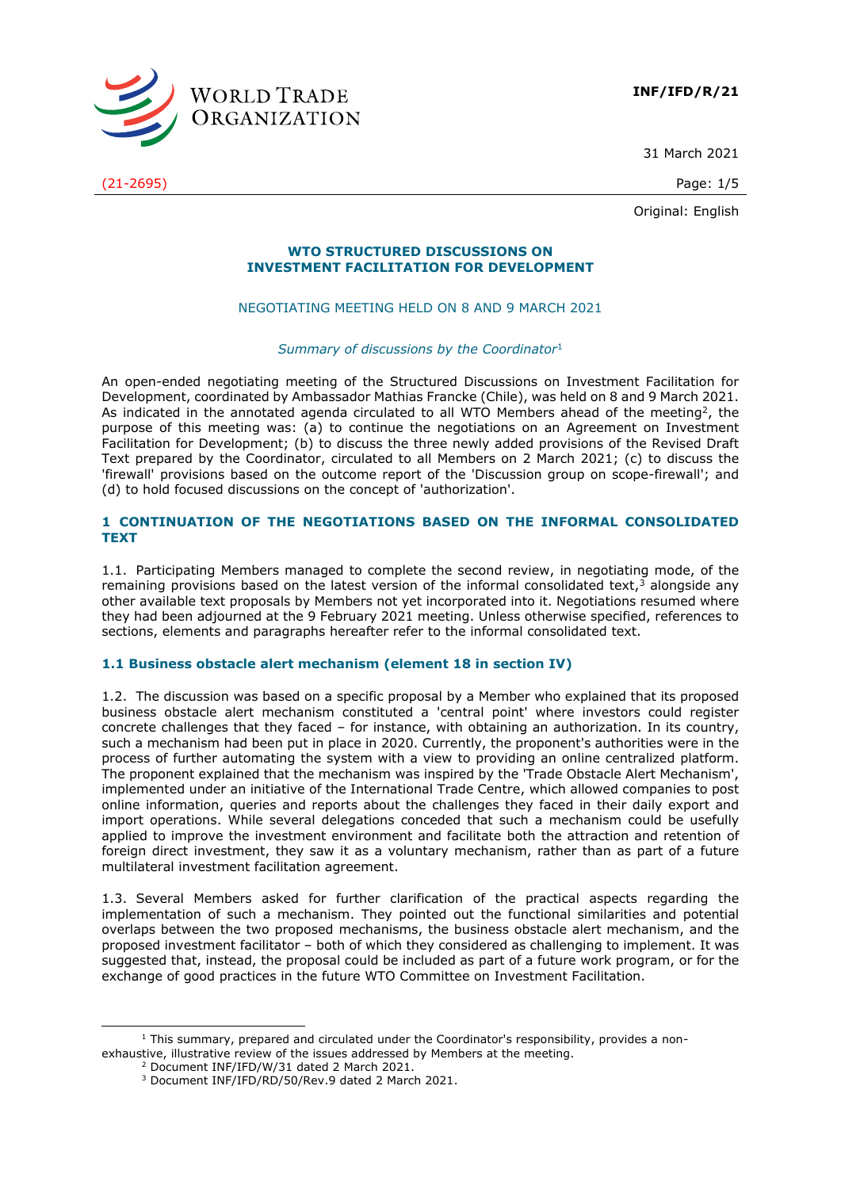**INF/IFD/R/21**

31 March 2021

(21-2695)

Original: English

**WTO STRUCTURED DISCUSSIONS ON INVESTMENT FACILITATION FOR DEVELOPMENT**

NEGOTIATING MEETING HELD ON 8 AND 9 MARCH 2021

*Summary of discussions by the Coordinator*[1]

An open-ended negotiating meeting of the Structured Discussions on Investment Facilitation for Development, coordinated by Ambassador Mathias Francke (Chile), was held on 8 and 9 March 2021. As indicated in the annotated agenda circulated to all WTO Members ahead of the meeting[2], the purpose of this meeting was: (a) to continue the negotiations on an Agreement on Investment Facilitation for Development; (b) to discuss the three newly added provisions of the Revised Draft Text prepared by the Coordinator, circulated to all Members on 2 March 2021; (c) to discuss the 'firewall' provisions based on the outcome report of the 'Discussion group on scope-firewall'; and (d) to hold focused discussions on the concept of 'authorization'.

## 1 CONTINUATION OF THE NEGOTIATIONS BASED ON THE INFORMAL CONSOLIDATED TEXT

1.1. Participating Members managed to complete the second review, in negotiating mode, of the remaining provisions based on the latest version of the informal consolidated text,[3] alongside any other available text proposals by Members not yet incorporated into it. Negotiations resumed where they had been adjourned at the 9 February 2021 meeting. Unless otherwise specified, references to sections, elements and paragraphs hereafter refer to the informal consolidated text.

### 1.1 Business obstacle alert mechanism (element 18 in section IV)

1.2. The discussion was based on a specific proposal by a Member who explained that its proposed business obstacle alert mechanism constituted a 'central point' where investors could register concrete challenges that they faced – for instance, with obtaining an authorization. In its country, such a mechanism had been put in place in 2020. Currently, the proponent's authorities were in the process of further automating the system with a view to providing an online centralized platform. The proponent explained that the mechanism was inspired by the 'Trade Obstacle Alert Mechanism', implemented under an initiative of the International Trade Centre, which allowed companies to post online information, queries and reports about the challenges they faced in their daily export and import operations. While several delegations conceded that such a mechanism could be usefully applied to improve the investment environment and facilitate both the attraction and retention of foreign direct investment, they saw it as a voluntary mechanism, rather than as part of a future multilateral investment facilitation agreement.

1.3. Several Members asked for further clarification of the practical aspects regarding the implementation of such a mechanism. They pointed out the functional similarities and potential overlaps between the two proposed mechanisms, the business obstacle alert mechanism, and the proposed investment facilitator – both of which they considered as challenging to implement. It was suggested that, instead, the proposal could be included as part of a future work program, or for the exchange of good practices in the future WTO Committee on Investment Facilitation.

---

[1] This summary, prepared and circulated under the Coordinator's responsibility, provides a non-exhaustive, illustrative review of the issues addressed by Members at the meeting.

[2] Document INF/IFD/W/31 dated 2 March 2021.

[3] Document INF/IFD/RD/50/Rev.9 dated 2 March 2021.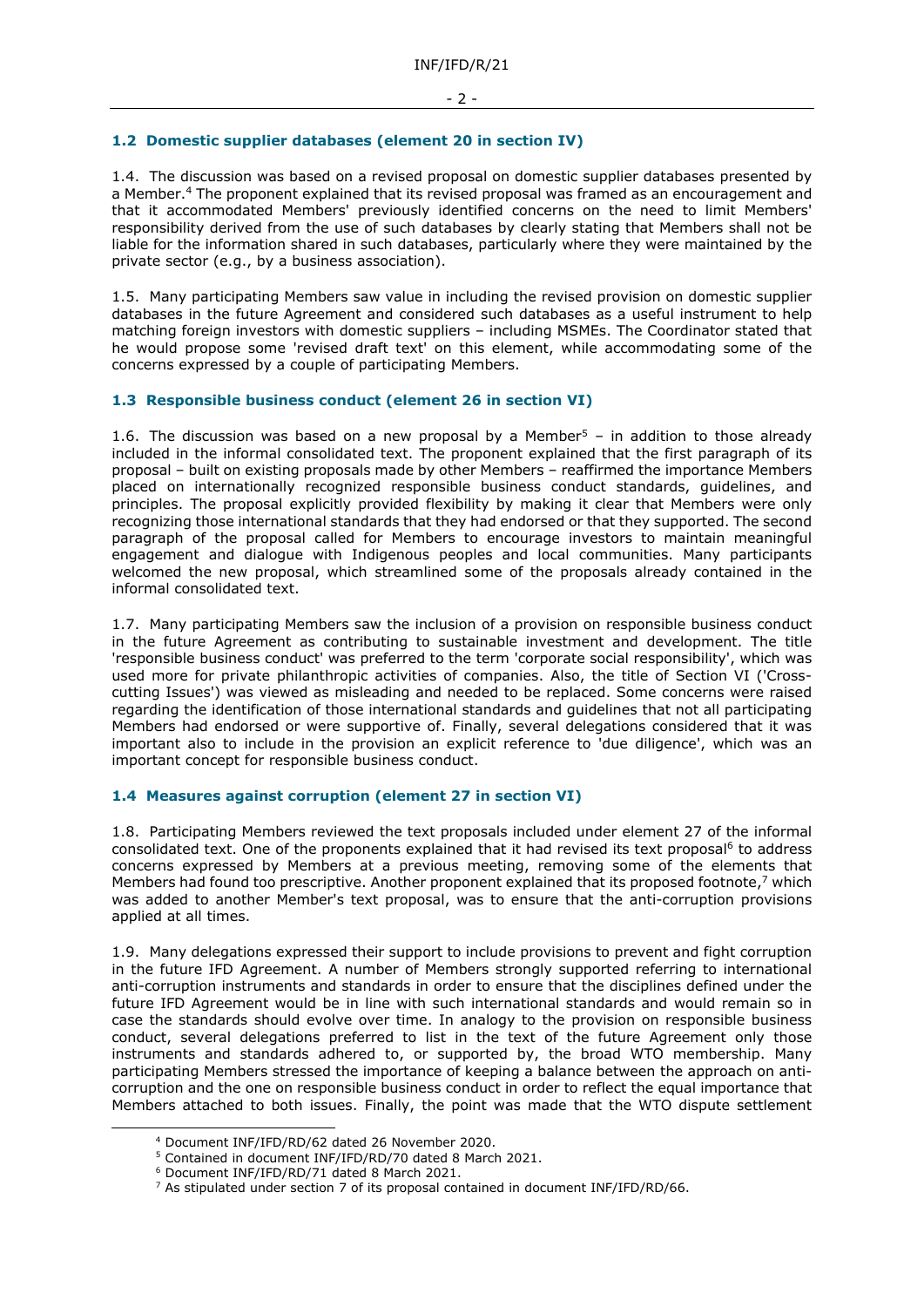### 1.2 Domestic supplier databases (element 20 in section IV)

1.4. The discussion was based on a revised proposal on domestic supplier databases presented by a Member.[4] The proponent explained that its revised proposal was framed as an encouragement and that it accommodated Members' previously identified concerns on the need to limit Members' responsibility derived from the use of such databases by clearly stating that Members shall not be liable for the information shared in such databases, particularly where they were maintained by the private sector (e.g., by a business association).

1.5. Many participating Members saw value in including the revised provision on domestic supplier databases in the future Agreement and considered such databases as a useful instrument to help matching foreign investors with domestic suppliers – including MSMEs. The Coordinator stated that he would propose some 'revised draft text' on this element, while accommodating some of the concerns expressed by a couple of participating Members.

### 1.3 Responsible business conduct (element 26 in section VI)

1.6. The discussion was based on a new proposal by a Member[5] – in addition to those already included in the informal consolidated text. The proponent explained that the first paragraph of its proposal – built on existing proposals made by other Members – reaffirmed the importance Members placed on internationally recognized responsible business conduct standards, guidelines, and principles. The proposal explicitly provided flexibility by making it clear that Members were only recognizing those international standards that they had endorsed or that they supported. The second paragraph of the proposal called for Members to encourage investors to maintain meaningful engagement and dialogue with Indigenous peoples and local communities. Many participants welcomed the new proposal, which streamlined some of the proposals already contained in the informal consolidated text.

1.7. Many participating Members saw the inclusion of a provision on responsible business conduct in the future Agreement as contributing to sustainable investment and development. The title 'responsible business conduct' was preferred to the term 'corporate social responsibility', which was used more for private philanthropic activities of companies. Also, the title of Section VI ('Cross-cutting Issues') was viewed as misleading and needed to be replaced. Some concerns were raised regarding the identification of those international standards and guidelines that not all participating Members had endorsed or were supportive of. Finally, several delegations considered that it was important also to include in the provision an explicit reference to 'due diligence', which was an important concept for responsible business conduct.

### 1.4 Measures against corruption (element 27 in section VI)

1.8. Participating Members reviewed the text proposals included under element 27 of the informal consolidated text. One of the proponents explained that it had revised its text proposal[6] to address concerns expressed by Members at a previous meeting, removing some of the elements that Members had found too prescriptive. Another proponent explained that its proposed footnote,[7] which was added to another Member's text proposal, was to ensure that the anti-corruption provisions applied at all times.

1.9. Many delegations expressed their support to include provisions to prevent and fight corruption in the future IFD Agreement. A number of Members strongly supported referring to international anti-corruption instruments and standards in order to ensure that the disciplines defined under the future IFD Agreement would be in line with such international standards and would remain so in case the standards should evolve over time. In analogy to the provision on responsible business conduct, several delegations preferred to list in the text of the future Agreement only those instruments and standards adhered to, or supported by, the broad WTO membership. Many participating Members stressed the importance of keeping a balance between the approach on anti-corruption and the one on responsible business conduct in order to reflect the equal importance that Members attached to both issues. Finally, the point was made that the WTO dispute settlement

---

[4] Document INF/IFD/RD/62 dated 26 November 2020.

[5] Contained in document INF/IFD/RD/70 dated 8 March 2021.

[6] Document INF/IFD/RD/71 dated 8 March 2021.

[7] As stipulated under section 7 of its proposal contained in document INF/IFD/RD/66.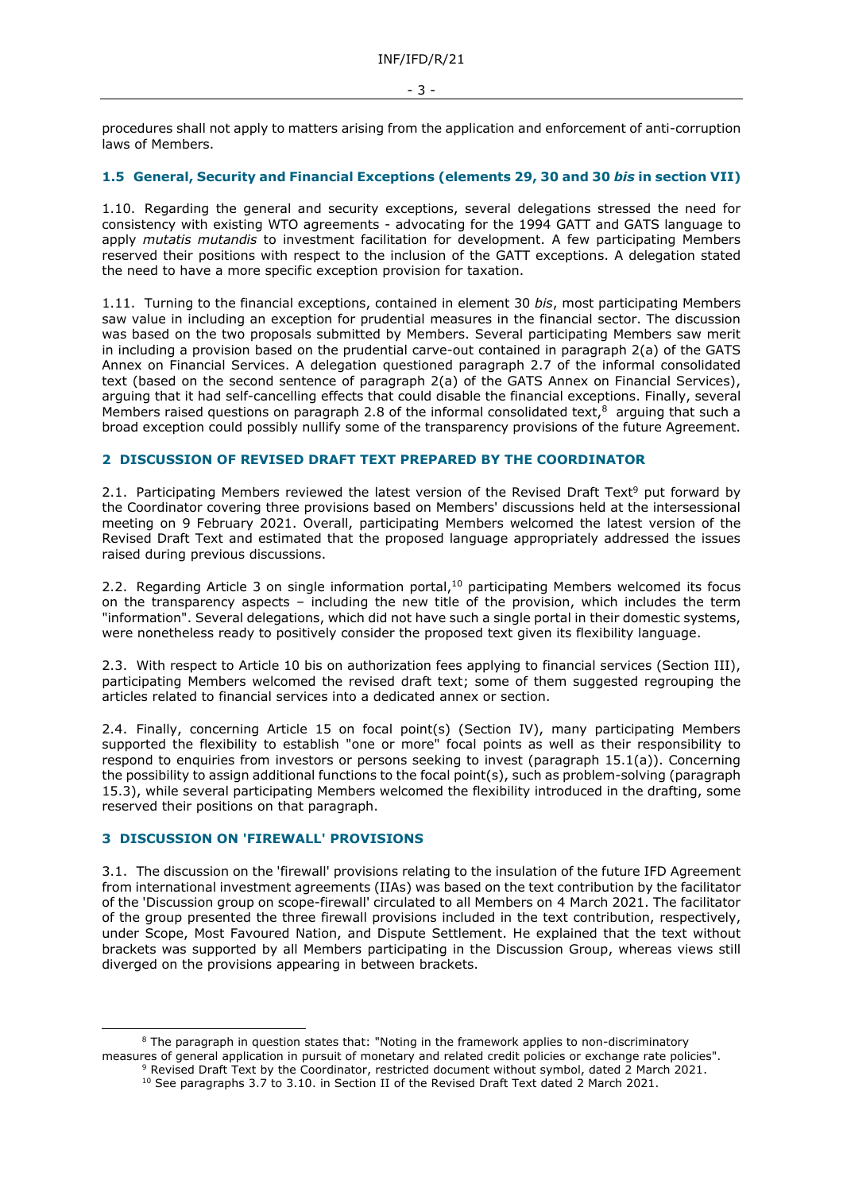procedures shall not apply to matters arising from the application and enforcement of anti-corruption laws of Members.

### 1.5 General, Security and Financial Exceptions (elements 29, 30 and 30 *bis* in section VII)

1.10. Regarding the general and security exceptions, several delegations stressed the need for consistency with existing WTO agreements - advocating for the 1994 GATT and GATS language to apply *mutatis mutandis* to investment facilitation for development. A few participating Members reserved their positions with respect to the inclusion of the GATT exceptions. A delegation stated the need to have a more specific exception provision for taxation.

1.11. Turning to the financial exceptions, contained in element 30 *bis*, most participating Members saw value in including an exception for prudential measures in the financial sector. The discussion was based on the two proposals submitted by Members. Several participating Members saw merit in including a provision based on the prudential carve-out contained in paragraph 2(a) of the GATS Annex on Financial Services. A delegation questioned paragraph 2.7 of the informal consolidated text (based on the second sentence of paragraph 2(a) of the GATS Annex on Financial Services), arguing that it had self-cancelling effects that could disable the financial exceptions. Finally, several Members raised questions on paragraph 2.8 of the informal consolidated text,[8] arguing that such a broad exception could possibly nullify some of the transparency provisions of the future Agreement.

## 2 DISCUSSION OF REVISED DRAFT TEXT PREPARED BY THE COORDINATOR

2.1. Participating Members reviewed the latest version of the Revised Draft Text[9] put forward by the Coordinator covering three provisions based on Members' discussions held at the intersessional meeting on 9 February 2021. Overall, participating Members welcomed the latest version of the Revised Draft Text and estimated that the proposed language appropriately addressed the issues raised during previous discussions.

2.2. Regarding Article 3 on single information portal,[10] participating Members welcomed its focus on the transparency aspects – including the new title of the provision, which includes the term "information". Several delegations, which did not have such a single portal in their domestic systems, were nonetheless ready to positively consider the proposed text given its flexibility language.

2.3. With respect to Article 10 bis on authorization fees applying to financial services (Section III), participating Members welcomed the revised draft text; some of them suggested regrouping the articles related to financial services into a dedicated annex or section.

2.4. Finally, concerning Article 15 on focal point(s) (Section IV), many participating Members supported the flexibility to establish "one or more" focal points as well as their responsibility to respond to enquiries from investors or persons seeking to invest (paragraph 15.1(a)). Concerning the possibility to assign additional functions to the focal point(s), such as problem-solving (paragraph 15.3), while several participating Members welcomed the flexibility introduced in the drafting, some reserved their positions on that paragraph.

## 3 DISCUSSION ON 'FIREWALL' PROVISIONS

3.1. The discussion on the 'firewall' provisions relating to the insulation of the future IFD Agreement from international investment agreements (IIAs) was based on the text contribution by the facilitator of the 'Discussion group on scope-firewall' circulated to all Members on 4 March 2021. The facilitator of the group presented the three firewall provisions included in the text contribution, respectively, under Scope, Most Favoured Nation, and Dispute Settlement. He explained that the text without brackets was supported by all Members participating in the Discussion Group, whereas views still diverged on the provisions appearing in between brackets.

---

[8] The paragraph in question states that: "Noting in the framework applies to non-discriminatory measures of general application in pursuit of monetary and related credit policies or exchange rate policies".

[9] Revised Draft Text by the Coordinator, restricted document without symbol, dated 2 March 2021.

[10] See paragraphs 3.7 to 3.10. in Section II of the Revised Draft Text dated 2 March 2021.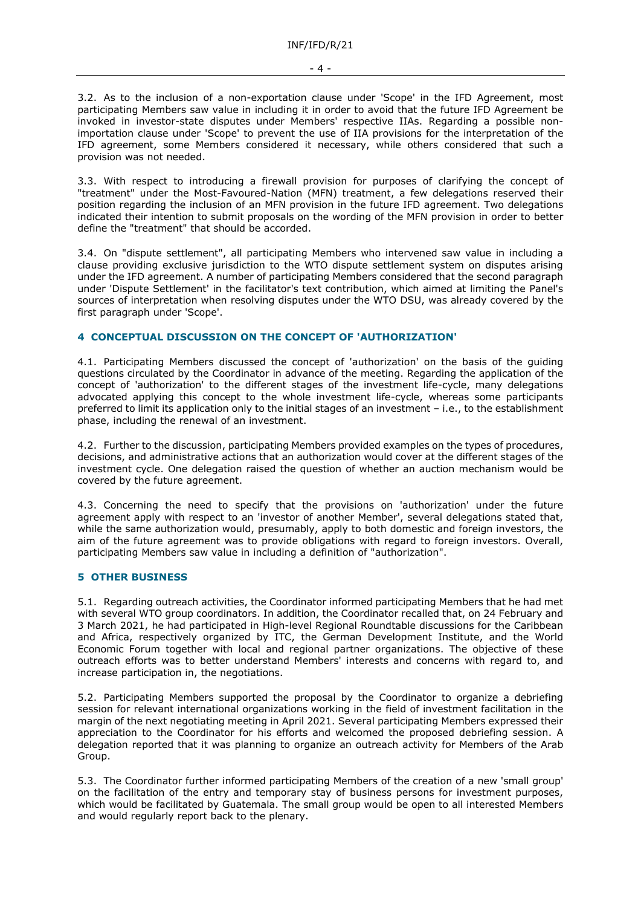3.2. As to the inclusion of a non-exportation clause under 'Scope' in the IFD Agreement, most participating Members saw value in including it in order to avoid that the future IFD Agreement be invoked in investor-state disputes under Members' respective IIAs. Regarding a possible non-importation clause under 'Scope' to prevent the use of IIA provisions for the interpretation of the IFD agreement, some Members considered it necessary, while others considered that such a provision was not needed.

3.3. With respect to introducing a firewall provision for purposes of clarifying the concept of "treatment" under the Most-Favoured-Nation (MFN) treatment, a few delegations reserved their position regarding the inclusion of an MFN provision in the future IFD agreement. Two delegations indicated their intention to submit proposals on the wording of the MFN provision in order to better define the "treatment" that should be accorded.

3.4. On "dispute settlement", all participating Members who intervened saw value in including a clause providing exclusive jurisdiction to the WTO dispute settlement system on disputes arising under the IFD agreement. A number of participating Members considered that the second paragraph under 'Dispute Settlement' in the facilitator's text contribution, which aimed at limiting the Panel's sources of interpretation when resolving disputes under the WTO DSU, was already covered by the first paragraph under 'Scope'.

## 4 CONCEPTUAL DISCUSSION ON THE CONCEPT OF 'AUTHORIZATION'

4.1. Participating Members discussed the concept of 'authorization' on the basis of the guiding questions circulated by the Coordinator in advance of the meeting. Regarding the application of the concept of 'authorization' to the different stages of the investment life-cycle, many delegations advocated applying this concept to the whole investment life-cycle, whereas some participants preferred to limit its application only to the initial stages of an investment – i.e., to the establishment phase, including the renewal of an investment.

4.2. Further to the discussion, participating Members provided examples on the types of procedures, decisions, and administrative actions that an authorization would cover at the different stages of the investment cycle. One delegation raised the question of whether an auction mechanism would be covered by the future agreement.

4.3. Concerning the need to specify that the provisions on 'authorization' under the future agreement apply with respect to an 'investor of another Member', several delegations stated that, while the same authorization would, presumably, apply to both domestic and foreign investors, the aim of the future agreement was to provide obligations with regard to foreign investors. Overall, participating Members saw value in including a definition of "authorization".

## 5 OTHER BUSINESS

5.1. Regarding outreach activities, the Coordinator informed participating Members that he had met with several WTO group coordinators. In addition, the Coordinator recalled that, on 24 February and 3 March 2021, he had participated in High-level Regional Roundtable discussions for the Caribbean and Africa, respectively organized by ITC, the German Development Institute, and the World Economic Forum together with local and regional partner organizations. The objective of these outreach efforts was to better understand Members' interests and concerns with regard to, and increase participation in, the negotiations.

5.2. Participating Members supported the proposal by the Coordinator to organize a debriefing session for relevant international organizations working in the field of investment facilitation in the margin of the next negotiating meeting in April 2021. Several participating Members expressed their appreciation to the Coordinator for his efforts and welcomed the proposed debriefing session. A delegation reported that it was planning to organize an outreach activity for Members of the Arab Group.

5.3. The Coordinator further informed participating Members of the creation of a new 'small group' on the facilitation of the entry and temporary stay of business persons for investment purposes, which would be facilitated by Guatemala. The small group would be open to all interested Members and would regularly report back to the plenary.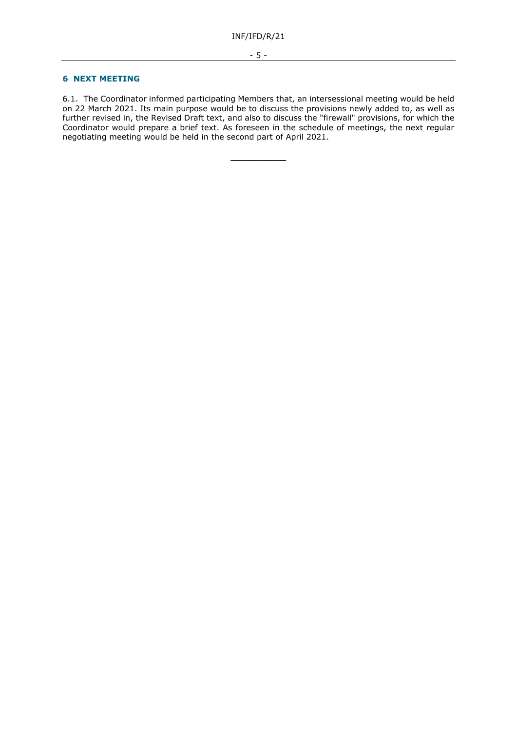## 6 NEXT MEETING

6.1. The Coordinator informed participating Members that, an intersessional meeting would be held on 22 March 2021. Its main purpose would be to discuss the provisions newly added to, as well as further revised in, the Revised Draft text, and also to discuss the "firewall" provisions, for which the Coordinator would prepare a brief text. As foreseen in the schedule of meetings, the next regular negotiating meeting would be held in the second part of April 2021.

---